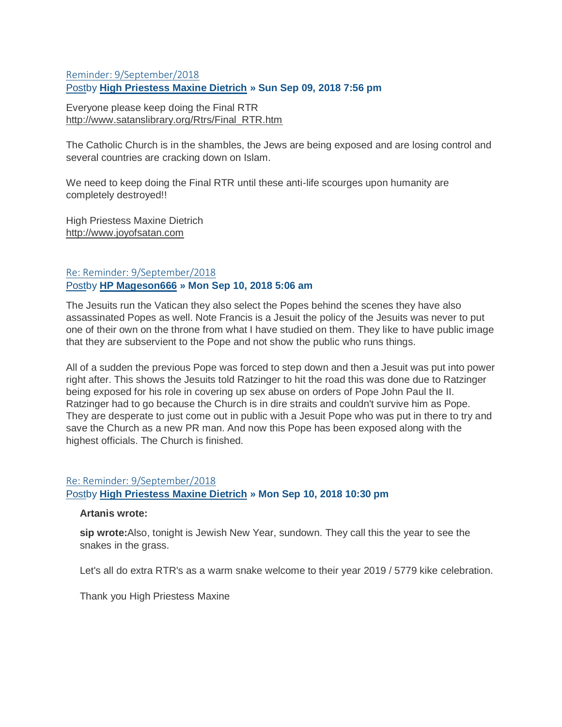Reminder: 9/September/2018

Postby **High Priestess Maxine Dietrich » Sun Sep 09, 2018 7:56 pm**

Everyone please keep doing the Final RTR
http://www.satanslibrary.org/Rtrs/Final_RTR.htm

The Catholic Church is in the shambles, the Jews are being exposed and are losing control and several countries are cracking down on Islam.

We need to keep doing the Final RTR until these anti-life scourges upon humanity are completely destroyed!!

High Priestess Maxine Dietrich
http://www.joyofsatan.com

Re: Reminder: 9/September/2018

Postby **HP Mageson666 » Mon Sep 10, 2018 5:06 am**

The Jesuits run the Vatican they also select the Popes behind the scenes they have also assassinated Popes as well. Note Francis is a Jesuit the policy of the Jesuits was never to put one of their own on the throne from what I have studied on them. They like to have public image that they are subservient to the Pope and not show the public who runs things.

All of a sudden the previous Pope was forced to step down and then a Jesuit was put into power right after. This shows the Jesuits told Ratzinger to hit the road this was done due to Ratzinger being exposed for his role in covering up sex abuse on orders of Pope John Paul the II. Ratzinger had to go because the Church is in dire straits and couldn't survive him as Pope. They are desperate to just come out in public with a Jesuit Pope who was put in there to try and save the Church as a new PR man. And now this Pope has been exposed along with the highest officials. The Church is finished.

Re: Reminder: 9/September/2018

Postby **High Priestess Maxine Dietrich » Mon Sep 10, 2018 10:30 pm**

> **Artanis wrote:**
>
> **sip wrote:**Also, tonight is Jewish New Year, sundown. They call this the year to see the snakes in the grass.
>
> Let's all do extra RTR's as a warm snake welcome to their year 2019 / 5779 kike celebration.
>
> Thank you High Priestess Maxine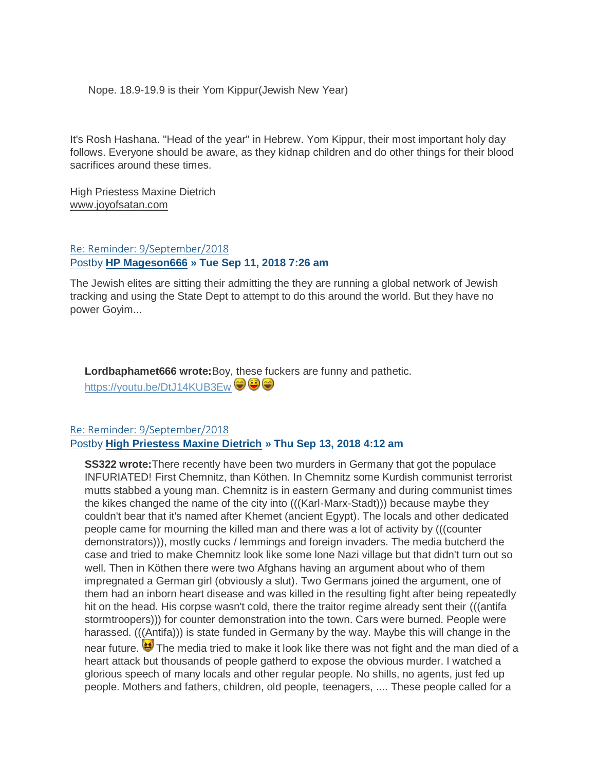Nope. 18.9-19.9 is their Yom Kippur(Jewish New Year)

It's Rosh Hashana. "Head of the year" in Hebrew. Yom Kippur, their most important holy day follows. Everyone should be aware, as they kidnap children and do other things for their blood sacrifices around these times.

High Priestess Maxine Dietrich
www.joyofsatan.com

Re: Reminder: 9/September/2018
Postby **HP Mageson666** » **Tue Sep 11, 2018 7:26 am**

The Jewish elites are sitting their admitting the they are running a global network of Jewish tracking and using the State Dept to attempt to do this around the world. But they have no power Goyim...

> **Lordbaphamet666 wrote:** Boy, these fuckers are funny and pathetic.
> https://youtu.be/DtJ14KUB3Ew 😁😜😁

Re: Reminder: 9/September/2018
Postby **High Priestess Maxine Dietrich** » **Thu Sep 13, 2018 4:12 am**

> **SS322 wrote:** There recently have been two murders in Germany that got the populace INFURIATED! First Chemnitz, than Köthen. In Chemnitz some Kurdish communist terrorist mutts stabbed a young man. Chemnitz is in eastern Germany and during communist times the kikes changed the name of the city into (((Karl-Marx-Stadt))) because maybe they couldn't bear that it's named after Khemet (ancient Egypt). The locals and other dedicated people came for mourning the killed man and there was a lot of activity by (((counter demonstrators))), mostly cucks / lemmings and foreign invaders. The media butcherd the case and tried to make Chemnitz look like some lone Nazi village but that didn't turn out so well. Then in Köthen there were two Afghans having an argument about who of them impregnated a German girl (obviously a slut). Two Germans joined the argument, one of them had an inborn heart disease and was killed in the resulting fight after being repeatedly hit on the head. His corpse wasn't cold, there the traitor regime already sent their (((antifa stormtroopers))) for counter demonstration into the town. Cars were burned. People were harassed. (((Antifa))) is state funded in Germany by the way. Maybe this will change in the near future. 😈 The media tried to make it look like there was not fight and the man died of a heart attack but thousands of people gatherd to expose the obvious murder. I watched a glorious speech of many locals and other regular people. No shills, no agents, just fed up people. Mothers and fathers, children, old people, teenagers, .... These people called for a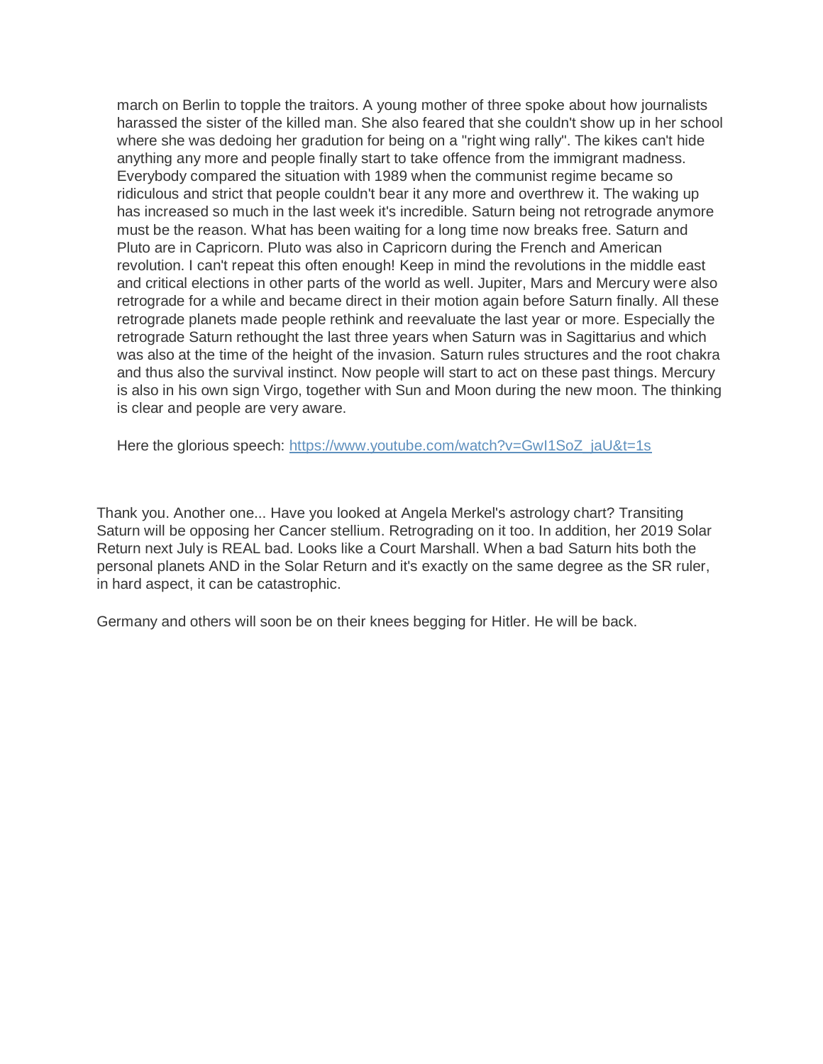march on Berlin to topple the traitors. A young mother of three spoke about how journalists harassed the sister of the killed man. She also feared that she couldn't show up in her school where she was dedoing her gradution for being on a "right wing rally". The kikes can't hide anything any more and people finally start to take offence from the immigrant madness. Everybody compared the situation with 1989 when the communist regime became so ridiculous and strict that people couldn't bear it any more and overthrew it. The waking up has increased so much in the last week it's incredible. Saturn being not retrograde anymore must be the reason. What has been waiting for a long time now breaks free. Saturn and Pluto are in Capricorn. Pluto was also in Capricorn during the French and American revolution. I can't repeat this often enough! Keep in mind the revolutions in the middle east and critical elections in other parts of the world as well. Jupiter, Mars and Mercury were also retrograde for a while and became direct in their motion again before Saturn finally. All these retrograde planets made people rethink and reevaluate the last year or more. Especially the retrograde Saturn rethought the last three years when Saturn was in Sagittarius and which was also at the time of the height of the invasion. Saturn rules structures and the root chakra and thus also the survival instinct. Now people will start to act on these past things. Mercury is also in his own sign Virgo, together with Sun and Moon during the new moon. The thinking is clear and people are very aware.

Here the glorious speech: [https://www.youtube.com/watch?v=GwI1SoZ_jaU&t=1s](https://www.youtube.com/watch?v=GwI1SoZ_jaU&t=1s)

Thank you. Another one... Have you looked at Angela Merkel's astrology chart? Transiting Saturn will be opposing her Cancer stellium. Retrograding on it too. In addition, her 2019 Solar Return next July is REAL bad. Looks like a Court Marshall. When a bad Saturn hits both the personal planets AND in the Solar Return and it's exactly on the same degree as the SR ruler, in hard aspect, it can be catastrophic.

Germany and others will soon be on their knees begging for Hitler. He will be back.